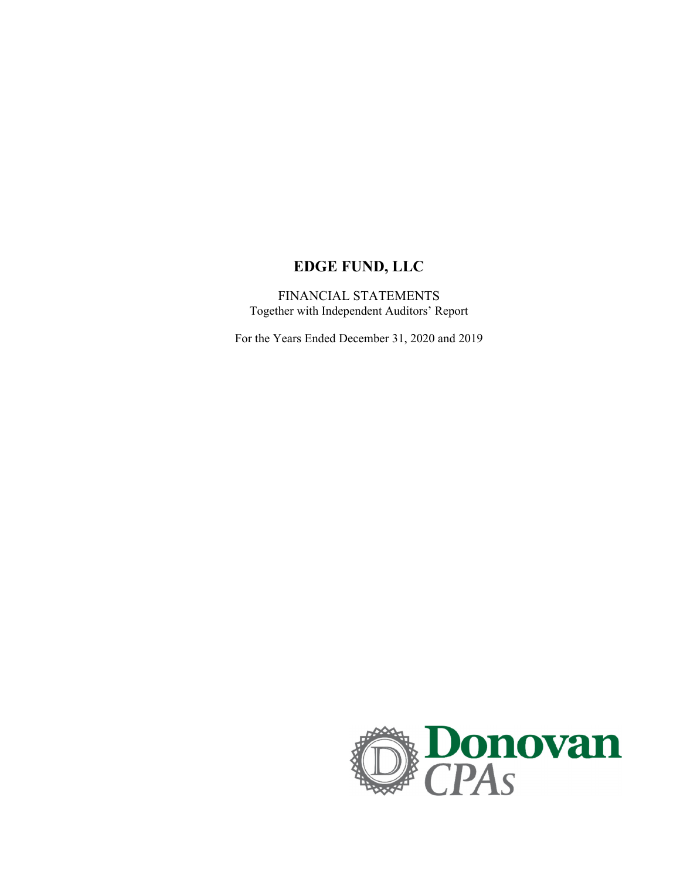# EDGE FUND, LLC

FINANCIAL STATEMENTS
Together with Independent Auditors' Report

For the Years Ended December 31, 2020 and 2019

Donovan CPAs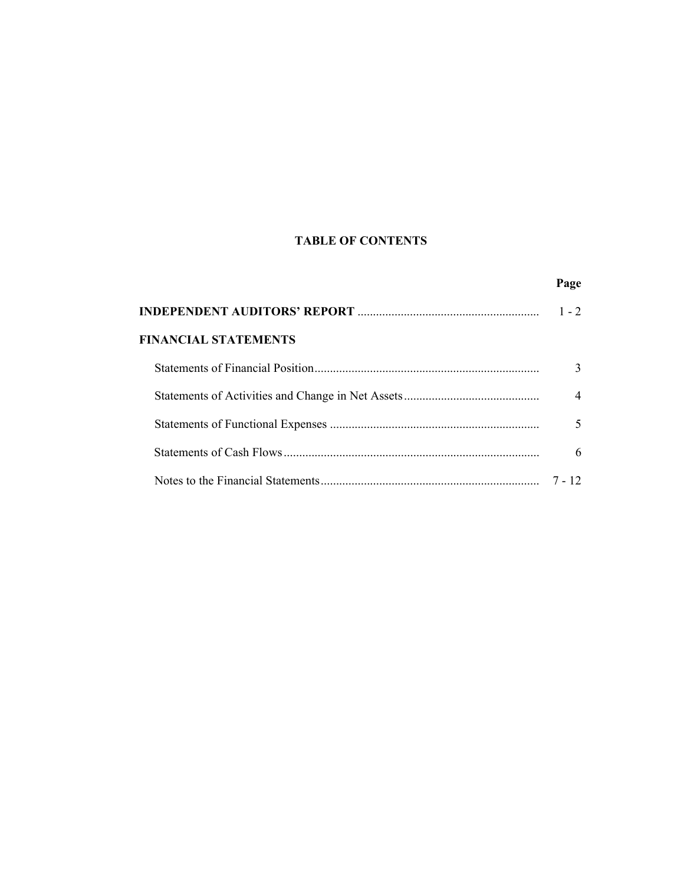# TABLE OF CONTENTS

| | Page |
|---|---|
| **INDEPENDENT AUDITORS' REPORT** | 1 - 2 |
| **FINANCIAL STATEMENTS** | |
| Statements of Financial Position | 3 |
| Statements of Activities and Change in Net Assets | 4 |
| Statements of Functional Expenses | 5 |
| Statements of Cash Flows | 6 |
| Notes to the Financial Statements | 7 - 12 |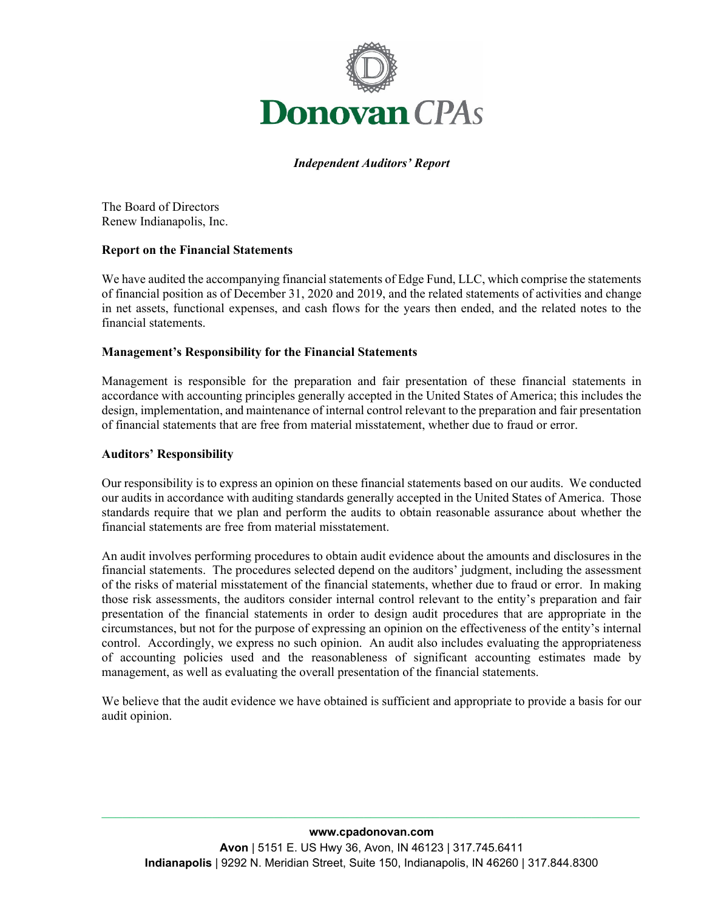# Donovan CPAs

***Independent Auditors' Report***

The Board of Directors
Renew Indianapolis, Inc.

**Report on the Financial Statements**

We have audited the accompanying financial statements of Edge Fund, LLC, which comprise the statements of financial position as of December 31, 2020 and 2019, and the related statements of activities and change in net assets, functional expenses, and cash flows for the years then ended, and the related notes to the financial statements.

**Management's Responsibility for the Financial Statements**

Management is responsible for the preparation and fair presentation of these financial statements in accordance with accounting principles generally accepted in the United States of America; this includes the design, implementation, and maintenance of internal control relevant to the preparation and fair presentation of financial statements that are free from material misstatement, whether due to fraud or error.

**Auditors' Responsibility**

Our responsibility is to express an opinion on these financial statements based on our audits. We conducted our audits in accordance with auditing standards generally accepted in the United States of America. Those standards require that we plan and perform the audits to obtain reasonable assurance about whether the financial statements are free from material misstatement.

An audit involves performing procedures to obtain audit evidence about the amounts and disclosures in the financial statements. The procedures selected depend on the auditors' judgment, including the assessment of the risks of material misstatement of the financial statements, whether due to fraud or error. In making those risk assessments, the auditors consider internal control relevant to the entity's preparation and fair presentation of the financial statements in order to design audit procedures that are appropriate in the circumstances, but not for the purpose of expressing an opinion on the effectiveness of the entity's internal control. Accordingly, we express no such opinion. An audit also includes evaluating the appropriateness of accounting policies used and the reasonableness of significant accounting estimates made by management, as well as evaluating the overall presentation of the financial statements.

We believe that the audit evidence we have obtained is sufficient and appropriate to provide a basis for our audit opinion.

**www.cpadonovan.com**
**Avon** | 5151 E. US Hwy 36, Avon, IN 46123 | 317.745.6411
**Indianapolis** | 9292 N. Meridian Street, Suite 150, Indianapolis, IN 46260 | 317.844.8300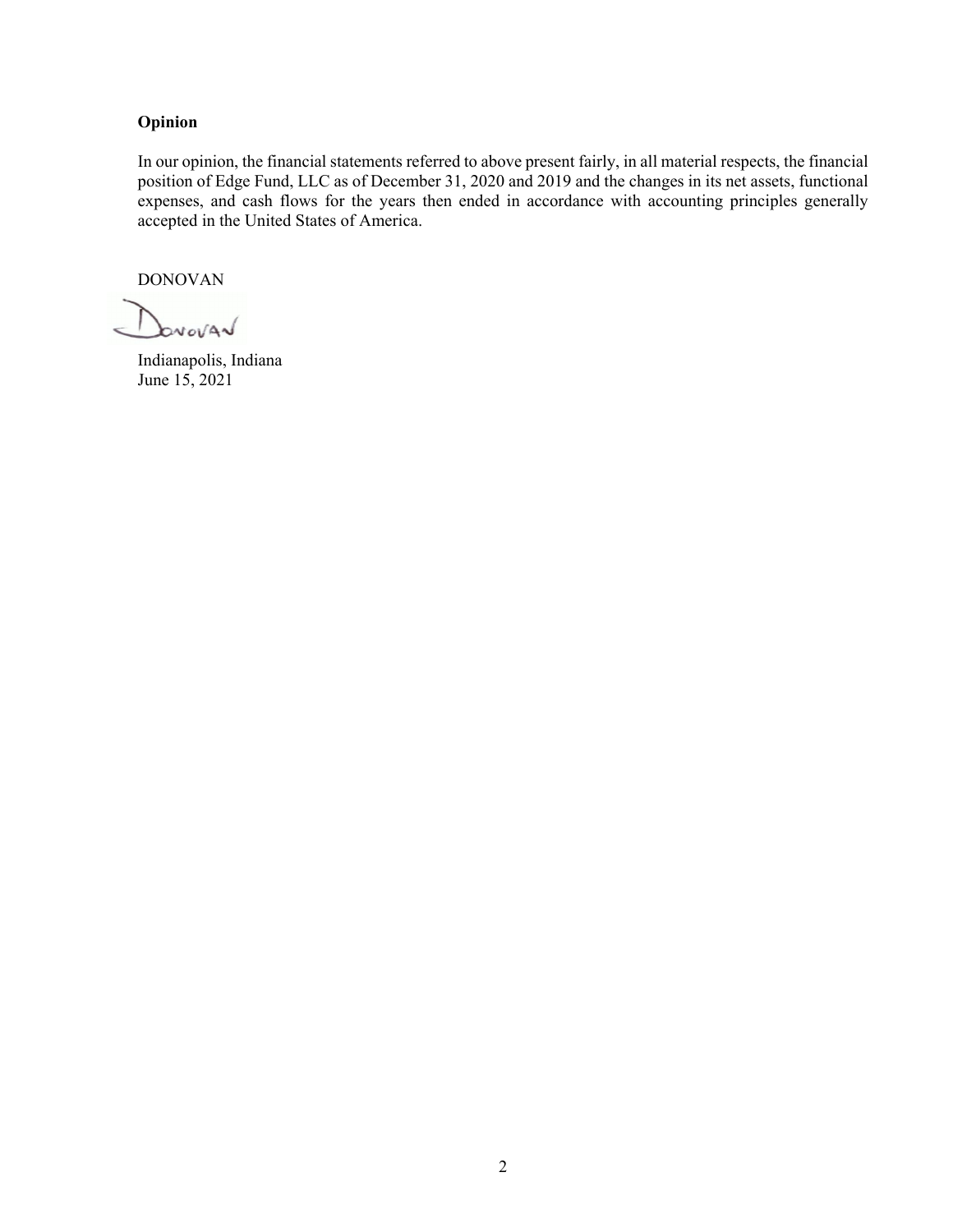**Opinion**

In our opinion, the financial statements referred to above present fairly, in all material respects, the financial position of Edge Fund, LLC as of December 31, 2020 and 2019 and the changes in its net assets, functional expenses, and cash flows for the years then ended in accordance with accounting principles generally accepted in the United States of America.

DONOVAN

Donovan

Indianapolis, Indiana
June 15, 2021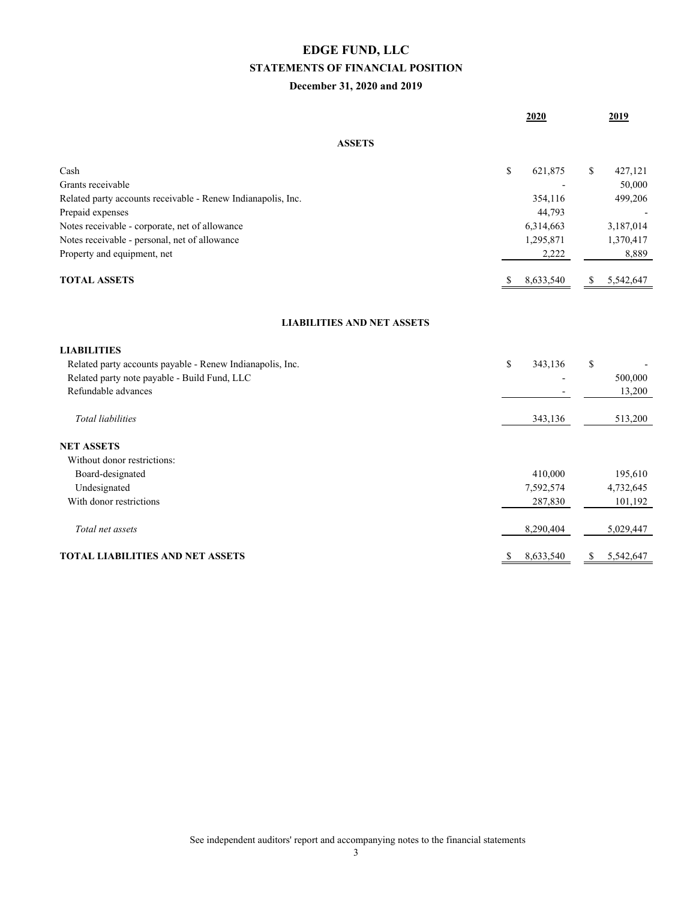# EDGE FUND, LLC

## STATEMENTS OF FINANCIAL POSITION

### December 31, 2020 and 2019

| | 2020 | 2019 |
|---|---|---|
| **ASSETS** | | |
| Cash | $ 621,875 | $ 427,121 |
| Grants receivable | - | 50,000 |
| Related party accounts receivable - Renew Indianapolis, Inc. | 354,116 | 499,206 |
| Prepaid expenses | 44,793 | - |
| Notes receivable - corporate, net of allowance | 6,314,663 | 3,187,014 |
| Notes receivable - personal, net of allowance | 1,295,871 | 1,370,417 |
| Property and equipment, net | 2,222 | 8,889 |
| **TOTAL ASSETS** | $ 8,633,540 | $ 5,542,647 |
| **LIABILITIES AND NET ASSETS** | | |
| **LIABILITIES** | | |
| Related party accounts payable - Renew Indianapolis, Inc. | $ 343,136 | $ - |
| Related party note payable - Build Fund, LLC | - | 500,000 |
| Refundable advances | - | 13,200 |
| *Total liabilities* | 343,136 | 513,200 |
| **NET ASSETS** | | |
| Without donor restrictions: | | |
| Board-designated | 410,000 | 195,610 |
| Undesignated | 7,592,574 | 4,732,645 |
| With donor restrictions | 287,830 | 101,192 |
| *Total net assets* | 8,290,404 | 5,029,447 |
| **TOTAL LIABILITIES AND NET ASSETS** | $ 8,633,540 | $ 5,542,647 |

See independent auditors' report and accompanying notes to the financial statements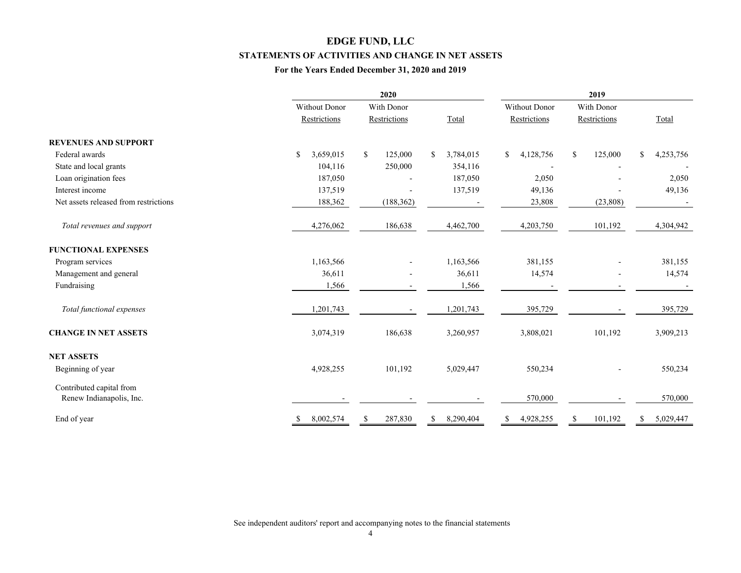# EDGE FUND, LLC

## STATEMENTS OF ACTIVITIES AND CHANGE IN NET ASSETS

### For the Years Ended December 31, 2020 and 2019

| | 2020 | | | 2019 | | |
|---|---|---|---|---|---|---|
| | Without Donor Restrictions | With Donor Restrictions | Total | Without Donor Restrictions | With Donor Restrictions | Total |
| **REVENUES AND SUPPORT** | | | | | | |
| Federal awards | $ 3,659,015 | $ 125,000 | $ 3,784,015 | $ 4,128,756 | $ 125,000 | $ 4,253,756 |
| State and local grants | 104,116 | 250,000 | 354,116 | - | - | - |
| Loan origination fees | 187,050 | - | 187,050 | 2,050 | - | 2,050 |
| Interest income | 137,519 | - | 137,519 | 49,136 | - | 49,136 |
| Net assets released from restrictions | 188,362 | (188,362) | - | 23,808 | (23,808) | - |
| *Total revenues and support* | 4,276,062 | 186,638 | 4,462,700 | 4,203,750 | 101,192 | 4,304,942 |
| **FUNCTIONAL EXPENSES** | | | | | | |
| Program services | 1,163,566 | - | 1,163,566 | 381,155 | - | 381,155 |
| Management and general | 36,611 | - | 36,611 | 14,574 | - | 14,574 |
| Fundraising | 1,566 | - | 1,566 | - | - | - |
| *Total functional expenses* | 1,201,743 | - | 1,201,743 | 395,729 | - | 395,729 |
| **CHANGE IN NET ASSETS** | 3,074,319 | 186,638 | 3,260,957 | 3,808,021 | 101,192 | 3,909,213 |
| **NET ASSETS** | | | | | | |
| Beginning of year | 4,928,255 | 101,192 | 5,029,447 | 550,234 | - | 550,234 |
| Contributed capital from Renew Indianapolis, Inc. | - | - | - | 570,000 | - | 570,000 |
| End of year | $ 8,002,574 | $ 287,830 | $ 8,290,404 | $ 4,928,255 | $ 101,192 | $ 5,029,447 |

See independent auditors' report and accompanying notes to the financial statements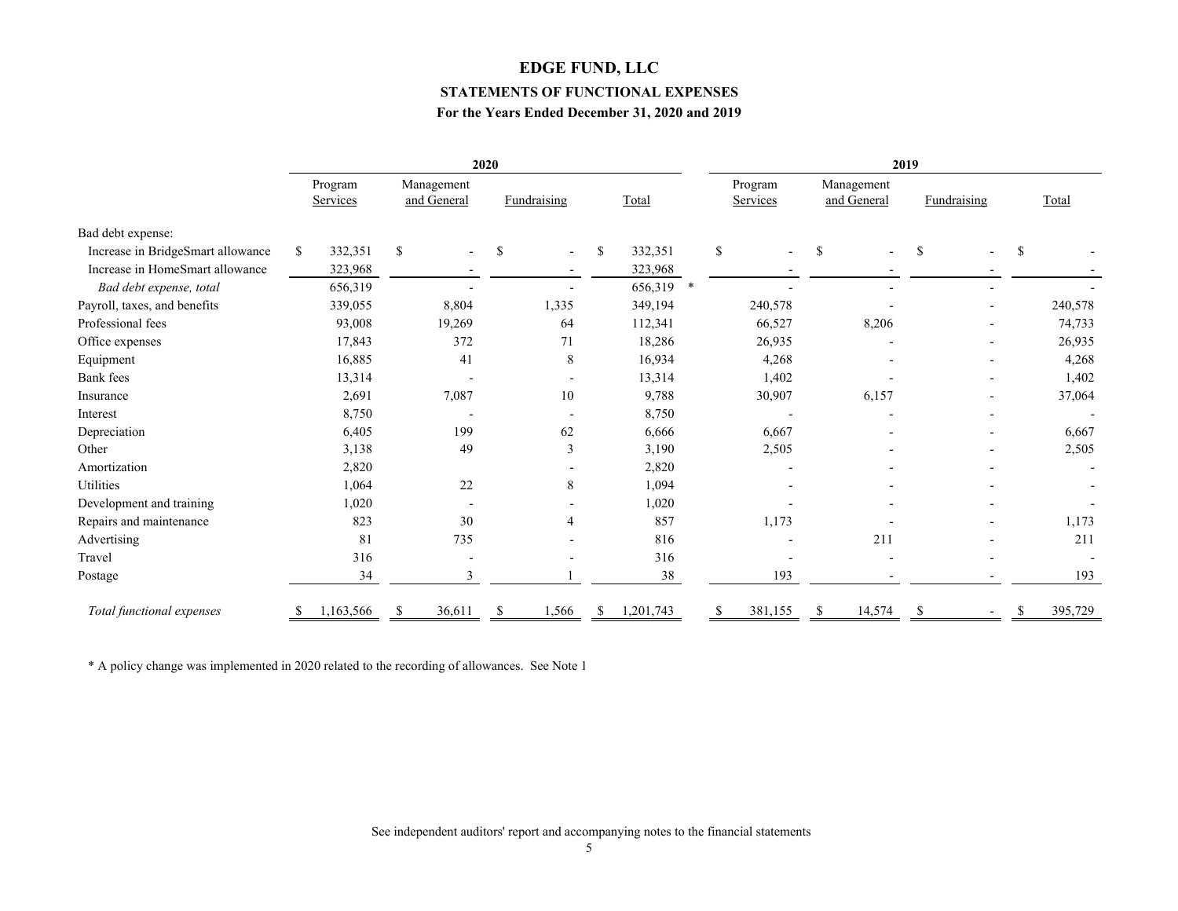# EDGE FUND, LLC

## STATEMENTS OF FUNCTIONAL EXPENSES

### For the Years Ended December 31, 2020 and 2019

| | 2020 | | | | 2019 | | | |
|---|---|---|---|---|---|---|---|---|
| | Program Services | Management and General | Fundraising | Total | Program Services | Management and General | Fundraising | Total |
| Bad debt expense: | | | | | | | | |
| Increase in BridgeSmart allowance | $ 332,351 | $ - | $ - | $ 332,351 | $ - | $ - | $ - | $ - |
| Increase in HomeSmart allowance | 323,968 | - | - | 323,968 | - | - | - | - |
| *Bad debt expense, total* | 656,319 | - | - | 656,319 * | - | - | - | - |
| Payroll, taxes, and benefits | 339,055 | 8,804 | 1,335 | 349,194 | 240,578 | - | - | 240,578 |
| Professional fees | 93,008 | 19,269 | 64 | 112,341 | 66,527 | 8,206 | - | 74,733 |
| Office expenses | 17,843 | 372 | 71 | 18,286 | 26,935 | - | - | 26,935 |
| Equipment | 16,885 | 41 | 8 | 16,934 | 4,268 | - | - | 4,268 |
| Bank fees | 13,314 | - | - | 13,314 | 1,402 | - | - | 1,402 |
| Insurance | 2,691 | 7,087 | 10 | 9,788 | 30,907 | 6,157 | - | 37,064 |
| Interest | 8,750 | - | - | 8,750 | - | - | - | - |
| Depreciation | 6,405 | 199 | 62 | 6,666 | 6,667 | - | - | 6,667 |
| Other | 3,138 | 49 | 3 | 3,190 | 2,505 | - | - | 2,505 |
| Amortization | 2,820 | | - | 2,820 | - | - | - | - |
| Utilities | 1,064 | 22 | 8 | 1,094 | - | - | - | - |
| Development and training | 1,020 | - | - | 1,020 | - | - | - | - |
| Repairs and maintenance | 823 | 30 | 4 | 857 | 1,173 | - | - | 1,173 |
| Advertising | 81 | 735 | - | 816 | - | 211 | - | 211 |
| Travel | 316 | - | - | 316 | - | - | - | - |
| Postage | 34 | 3 | 1 | 38 | 193 | - | - | 193 |
| *Total functional expenses* | $ 1,163,566 | $ 36,611 | $ 1,566 | $ 1,201,743 | $ 381,155 | $ 14,574 | $ - | $ 395,729 |

* A policy change was implemented in 2020 related to the recording of allowances. See Note 1

See independent auditors' report and accompanying notes to the financial statements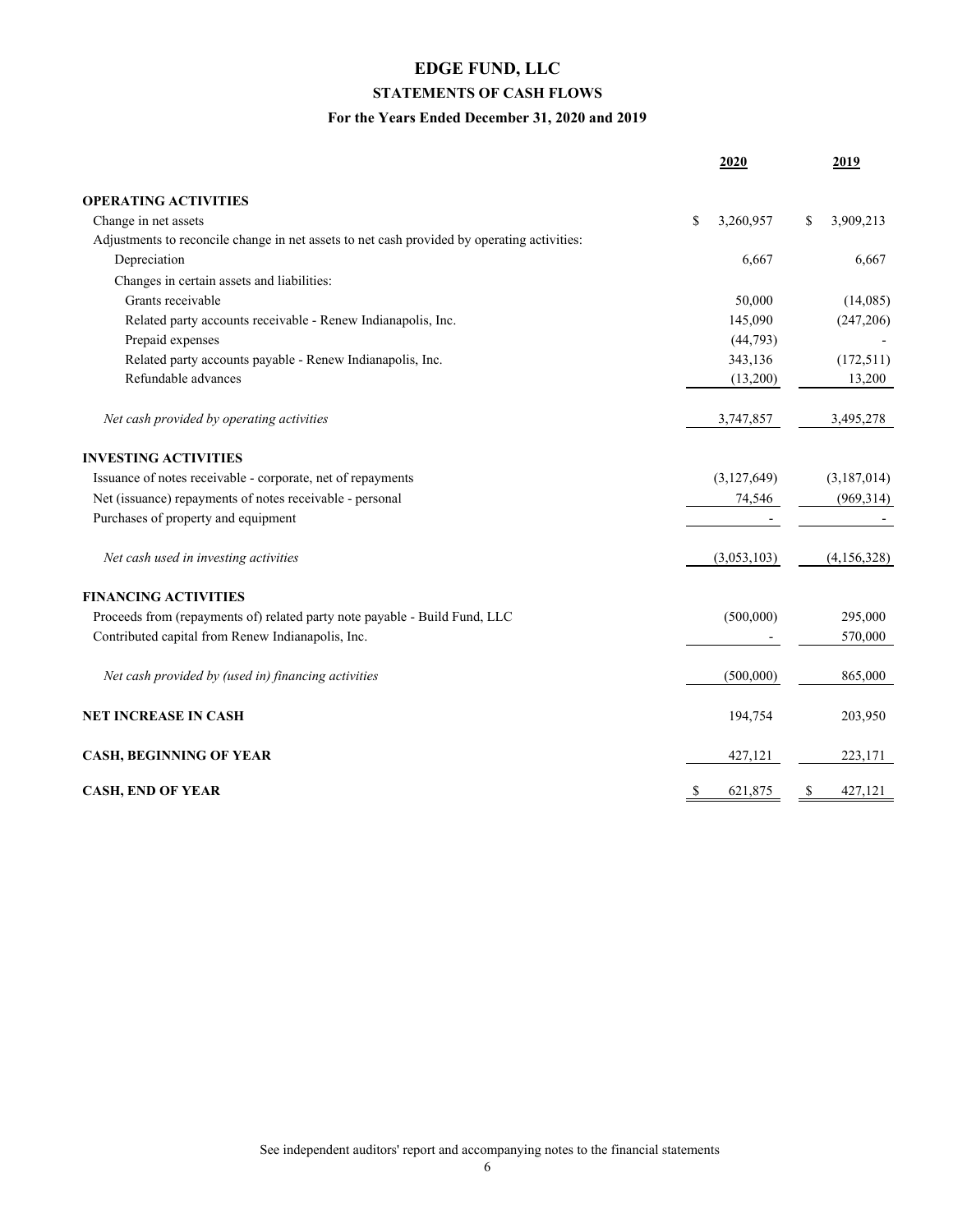# EDGE FUND, LLC

## STATEMENTS OF CASH FLOWS

### For the Years Ended December 31, 2020 and 2019

| | 2020 | 2019 |
|---|---|---|
| **OPERATING ACTIVITIES** | | |
| Change in net assets | $ 3,260,957 | $ 3,909,213 |
| Adjustments to reconcile change in net assets to net cash provided by operating activities: | | |
| Depreciation | 6,667 | 6,667 |
| Changes in certain assets and liabilities: | | |
| Grants receivable | 50,000 | (14,085) |
| Related party accounts receivable - Renew Indianapolis, Inc. | 145,090 | (247,206) |
| Prepaid expenses | (44,793) | - |
| Related party accounts payable - Renew Indianapolis, Inc. | 343,136 | (172,511) |
| Refundable advances | (13,200) | 13,200 |
| *Net cash provided by operating activities* | 3,747,857 | 3,495,278 |
| **INVESTING ACTIVITIES** | | |
| Issuance of notes receivable - corporate, net of repayments | (3,127,649) | (3,187,014) |
| Net (issuance) repayments of notes receivable - personal | 74,546 | (969,314) |
| Purchases of property and equipment | - | - |
| *Net cash used in investing activities* | (3,053,103) | (4,156,328) |
| **FINANCING ACTIVITIES** | | |
| Proceeds from (repayments of) related party note payable - Build Fund, LLC | (500,000) | 295,000 |
| Contributed capital from Renew Indianapolis, Inc. | - | 570,000 |
| *Net cash provided by (used in) financing activities* | (500,000) | 865,000 |
| **NET INCREASE IN CASH** | 194,754 | 203,950 |
| **CASH, BEGINNING OF YEAR** | 427,121 | 223,171 |
| **CASH, END OF YEAR** | $ 621,875 | $ 427,121 |

See independent auditors' report and accompanying notes to the financial statements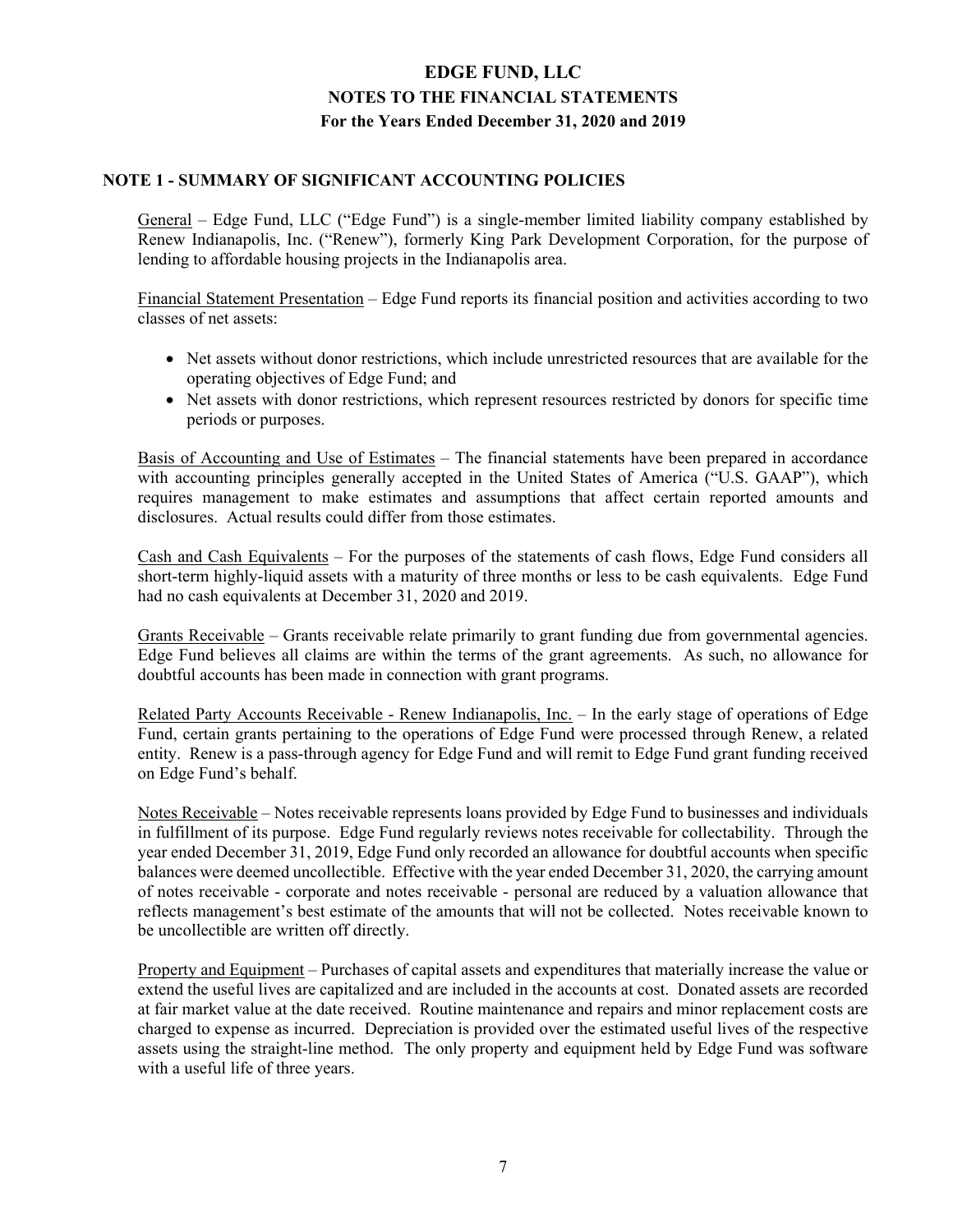# EDGE FUND, LLC
## NOTES TO THE FINANCIAL STATEMENTS
### For the Years Ended December 31, 2020 and 2019

## NOTE 1 - SUMMARY OF SIGNIFICANT ACCOUNTING POLICIES

General – Edge Fund, LLC ("Edge Fund") is a single-member limited liability company established by Renew Indianapolis, Inc. ("Renew"), formerly King Park Development Corporation, for the purpose of lending to affordable housing projects in the Indianapolis area.

Financial Statement Presentation – Edge Fund reports its financial position and activities according to two classes of net assets:

- Net assets without donor restrictions, which include unrestricted resources that are available for the operating objectives of Edge Fund; and
- Net assets with donor restrictions, which represent resources restricted by donors for specific time periods or purposes.

Basis of Accounting and Use of Estimates – The financial statements have been prepared in accordance with accounting principles generally accepted in the United States of America ("U.S. GAAP"), which requires management to make estimates and assumptions that affect certain reported amounts and disclosures. Actual results could differ from those estimates.

Cash and Cash Equivalents – For the purposes of the statements of cash flows, Edge Fund considers all short-term highly-liquid assets with a maturity of three months or less to be cash equivalents. Edge Fund had no cash equivalents at December 31, 2020 and 2019.

Grants Receivable – Grants receivable relate primarily to grant funding due from governmental agencies. Edge Fund believes all claims are within the terms of the grant agreements. As such, no allowance for doubtful accounts has been made in connection with grant programs.

Related Party Accounts Receivable - Renew Indianapolis, Inc. – In the early stage of operations of Edge Fund, certain grants pertaining to the operations of Edge Fund were processed through Renew, a related entity. Renew is a pass-through agency for Edge Fund and will remit to Edge Fund grant funding received on Edge Fund's behalf.

Notes Receivable – Notes receivable represents loans provided by Edge Fund to businesses and individuals in fulfillment of its purpose. Edge Fund regularly reviews notes receivable for collectability. Through the year ended December 31, 2019, Edge Fund only recorded an allowance for doubtful accounts when specific balances were deemed uncollectible. Effective with the year ended December 31, 2020, the carrying amount of notes receivable - corporate and notes receivable - personal are reduced by a valuation allowance that reflects management's best estimate of the amounts that will not be collected. Notes receivable known to be uncollectible are written off directly.

Property and Equipment – Purchases of capital assets and expenditures that materially increase the value or extend the useful lives are capitalized and are included in the accounts at cost. Donated assets are recorded at fair market value at the date received. Routine maintenance and repairs and minor replacement costs are charged to expense as incurred. Depreciation is provided over the estimated useful lives of the respective assets using the straight-line method. The only property and equipment held by Edge Fund was software with a useful life of three years.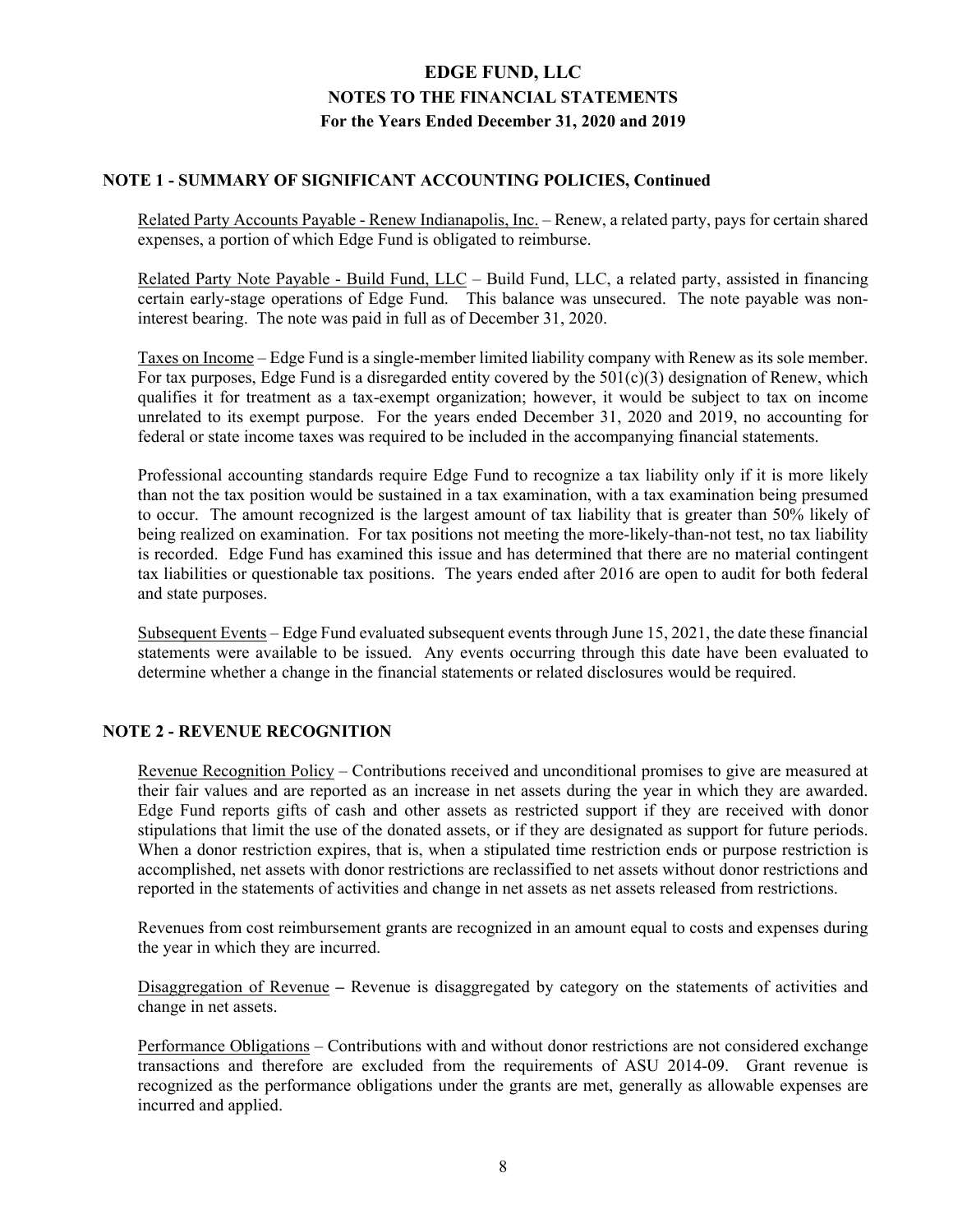# EDGE FUND, LLC
## NOTES TO THE FINANCIAL STATEMENTS
### For the Years Ended December 31, 2020 and 2019

**NOTE 1 - SUMMARY OF SIGNIFICANT ACCOUNTING POLICIES, Continued**

Related Party Accounts Payable - Renew Indianapolis, Inc. – Renew, a related party, pays for certain shared expenses, a portion of which Edge Fund is obligated to reimburse.

Related Party Note Payable - Build Fund, LLC – Build Fund, LLC, a related party, assisted in financing certain early-stage operations of Edge Fund. This balance was unsecured. The note payable was non-interest bearing. The note was paid in full as of December 31, 2020.

Taxes on Income – Edge Fund is a single-member limited liability company with Renew as its sole member. For tax purposes, Edge Fund is a disregarded entity covered by the 501(c)(3) designation of Renew, which qualifies it for treatment as a tax-exempt organization; however, it would be subject to tax on income unrelated to its exempt purpose. For the years ended December 31, 2020 and 2019, no accounting for federal or state income taxes was required to be included in the accompanying financial statements.

Professional accounting standards require Edge Fund to recognize a tax liability only if it is more likely than not the tax position would be sustained in a tax examination, with a tax examination being presumed to occur. The amount recognized is the largest amount of tax liability that is greater than 50% likely of being realized on examination. For tax positions not meeting the more-likely-than-not test, no tax liability is recorded. Edge Fund has examined this issue and has determined that there are no material contingent tax liabilities or questionable tax positions. The years ended after 2016 are open to audit for both federal and state purposes.

Subsequent Events – Edge Fund evaluated subsequent events through June 15, 2021, the date these financial statements were available to be issued. Any events occurring through this date have been evaluated to determine whether a change in the financial statements or related disclosures would be required.

**NOTE 2 - REVENUE RECOGNITION**

Revenue Recognition Policy – Contributions received and unconditional promises to give are measured at their fair values and are reported as an increase in net assets during the year in which they are awarded. Edge Fund reports gifts of cash and other assets as restricted support if they are received with donor stipulations that limit the use of the donated assets, or if they are designated as support for future periods. When a donor restriction expires, that is, when a stipulated time restriction ends or purpose restriction is accomplished, net assets with donor restrictions are reclassified to net assets without donor restrictions and reported in the statements of activities and change in net assets as net assets released from restrictions.

Revenues from cost reimbursement grants are recognized in an amount equal to costs and expenses during the year in which they are incurred.

Disaggregation of Revenue **–** Revenue is disaggregated by category on the statements of activities and change in net assets.

Performance Obligations – Contributions with and without donor restrictions are not considered exchange transactions and therefore are excluded from the requirements of ASU 2014-09. Grant revenue is recognized as the performance obligations under the grants are met, generally as allowable expenses are incurred and applied.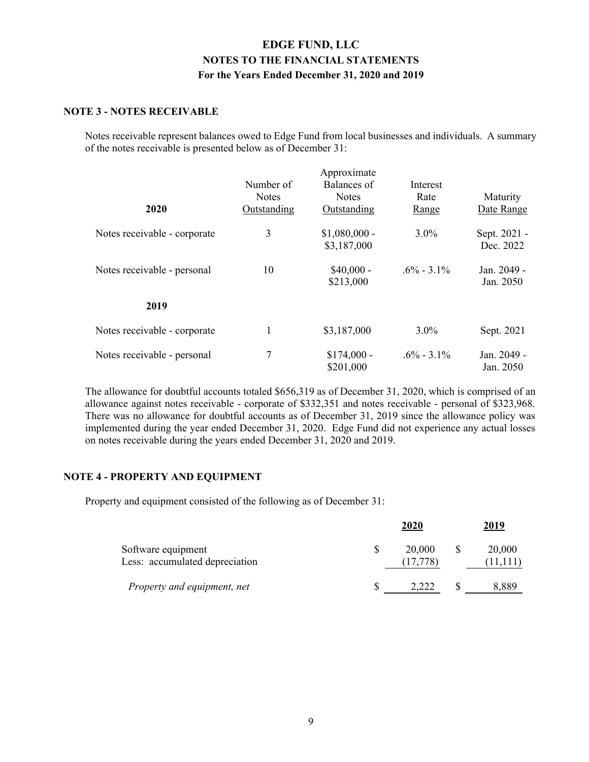# EDGE FUND, LLC
## NOTES TO THE FINANCIAL STATEMENTS
### For the Years Ended December 31, 2020 and 2019

**NOTE 3 - NOTES RECEIVABLE**

Notes receivable represent balances owed to Edge Fund from local businesses and individuals. A summary of the notes receivable is presented below as of December 31:

| 2020 | Number of Notes Outstanding | Approximate Balances of Notes Outstanding | Interest Rate Range | Maturity Date Range |
|---|---|---|---|---|
| Notes receivable - corporate | 3 | $1,080,000 - $3,187,000 | 3.0% | Sept. 2021 - Dec. 2022 |
| Notes receivable - personal | 10 | $40,000 - $213,000 | .6% - 3.1% | Jan. 2049 - Jan. 2050 |
| **2019** | | | | |
| Notes receivable - corporate | 1 | $3,187,000 | 3.0% | Sept. 2021 |
| Notes receivable - personal | 7 | $174,000 - $201,000 | .6% - 3.1% | Jan. 2049 - Jan. 2050 |

The allowance for doubtful accounts totaled $656,319 as of December 31, 2020, which is comprised of an allowance against notes receivable - corporate of $332,351 and notes receivable - personal of $323,968. There was no allowance for doubtful accounts as of December 31, 2019 since the allowance policy was implemented during the year ended December 31, 2020. Edge Fund did not experience any actual losses on notes receivable during the years ended December 31, 2020 and 2019.

**NOTE 4 - PROPERTY AND EQUIPMENT**

Property and equipment consisted of the following as of December 31:

| | 2020 | 2019 |
|---|---|---|
| Software equipment | $ 20,000 | $ 20,000 |
| Less: accumulated depreciation | (17,778) | (11,111) |
| *Property and equipment, net* | $ 2,222 | $ 8,889 |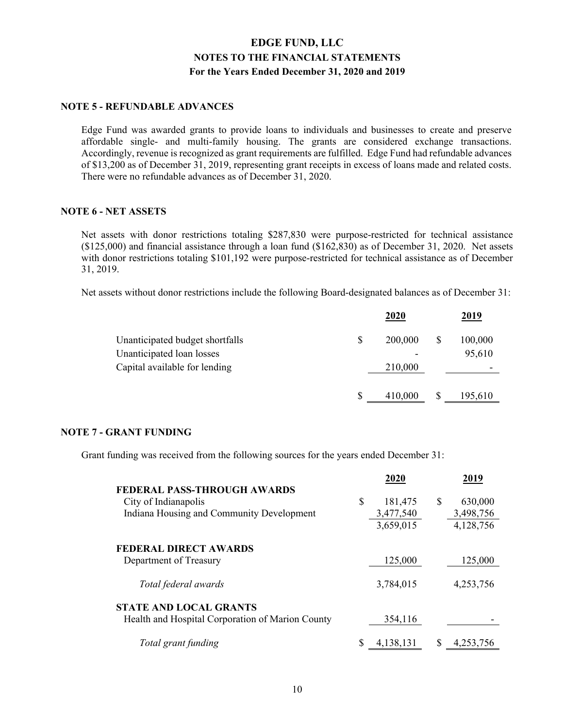# EDGE FUND, LLC
## NOTES TO THE FINANCIAL STATEMENTS
### For the Years Ended December 31, 2020 and 2019

### NOTE 5 - REFUNDABLE ADVANCES

Edge Fund was awarded grants to provide loans to individuals and businesses to create and preserve affordable single- and multi-family housing. The grants are considered exchange transactions. Accordingly, revenue is recognized as grant requirements are fulfilled. Edge Fund had refundable advances of $13,200 as of December 31, 2019, representing grant receipts in excess of loans made and related costs. There were no refundable advances as of December 31, 2020.

### NOTE 6 - NET ASSETS

Net assets with donor restrictions totaling $287,830 were purpose-restricted for technical assistance ($125,000) and financial assistance through a loan fund ($162,830) as of December 31, 2020. Net assets with donor restrictions totaling $101,192 were purpose-restricted for technical assistance as of December 31, 2019.

Net assets without donor restrictions include the following Board-designated balances as of December 31:

| | 2020 | 2019 |
|---|---|---|
| Unanticipated budget shortfalls | $ 200,000 | $ 100,000 |
| Unanticipated loan losses | - | 95,610 |
| Capital available for lending | 210,000 | - |
| | $ 410,000 | $ 195,610 |

### NOTE 7 - GRANT FUNDING

Grant funding was received from the following sources for the years ended December 31:

| | 2020 | 2019 |
|---|---|---|
| **FEDERAL PASS-THROUGH AWARDS** | | |
| City of Indianapolis | $ 181,475 | $ 630,000 |
| Indiana Housing and Community Development | 3,477,540 | 3,498,756 |
| | 3,659,015 | 4,128,756 |
| **FEDERAL DIRECT AWARDS** | | |
| Department of Treasury | 125,000 | 125,000 |
| *Total federal awards* | 3,784,015 | 4,253,756 |
| **STATE AND LOCAL GRANTS** | | |
| Health and Hospital Corporation of Marion County | 354,116 | - |
| *Total grant funding* | $ 4,138,131 | $ 4,253,756 |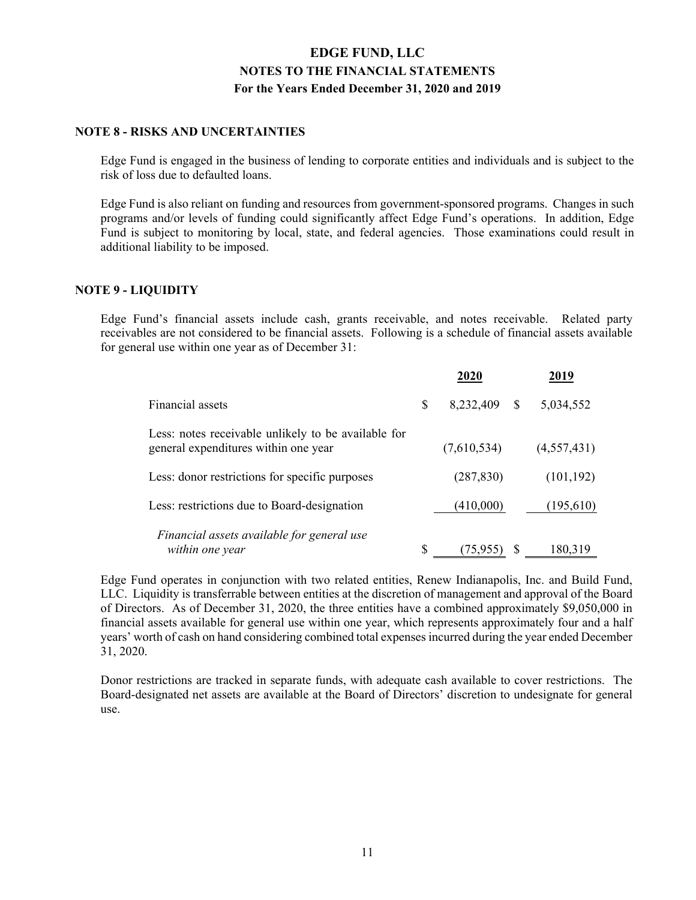# EDGE FUND, LLC
## NOTES TO THE FINANCIAL STATEMENTS
### For the Years Ended December 31, 2020 and 2019

**NOTE 8 - RISKS AND UNCERTAINTIES**

Edge Fund is engaged in the business of lending to corporate entities and individuals and is subject to the risk of loss due to defaulted loans.

Edge Fund is also reliant on funding and resources from government-sponsored programs. Changes in such programs and/or levels of funding could significantly affect Edge Fund's operations. In addition, Edge Fund is subject to monitoring by local, state, and federal agencies. Those examinations could result in additional liability to be imposed.

**NOTE 9 - LIQUIDITY**

Edge Fund's financial assets include cash, grants receivable, and notes receivable. Related party receivables are not considered to be financial assets. Following is a schedule of financial assets available for general use within one year as of December 31:

| | 2020 | 2019 |
|---|---|---|
| Financial assets | $ 8,232,409 | $ 5,034,552 |
| Less: notes receivable unlikely to be available for general expenditures within one year | (7,610,534) | (4,557,431) |
| Less: donor restrictions for specific purposes | (287,830) | (101,192) |
| Less: restrictions due to Board-designation | (410,000) | (195,610) |
| *Financial assets available for general use within one year* | $ (75,955) | $ 180,319 |

Edge Fund operates in conjunction with two related entities, Renew Indianapolis, Inc. and Build Fund, LLC. Liquidity is transferrable between entities at the discretion of management and approval of the Board of Directors. As of December 31, 2020, the three entities have a combined approximately $9,050,000 in financial assets available for general use within one year, which represents approximately four and a half years' worth of cash on hand considering combined total expenses incurred during the year ended December 31, 2020.

Donor restrictions are tracked in separate funds, with adequate cash available to cover restrictions. The Board-designated net assets are available at the Board of Directors' discretion to undesignate for general use.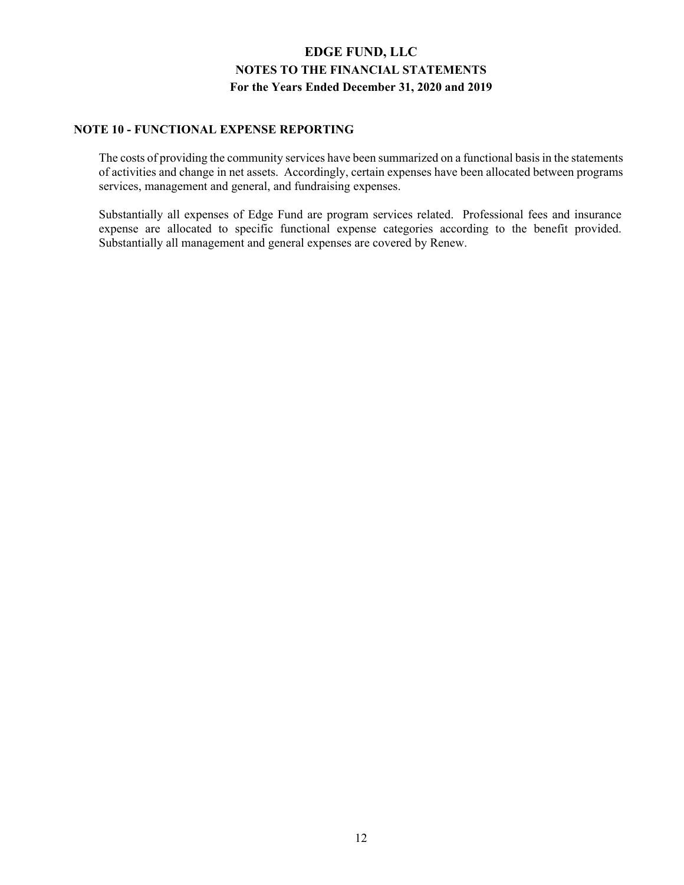# EDGE FUND, LLC
## NOTES TO THE FINANCIAL STATEMENTS
### For the Years Ended December 31, 2020 and 2019

**NOTE 10 - FUNCTIONAL EXPENSE REPORTING**

The costs of providing the community services have been summarized on a functional basis in the statements of activities and change in net assets. Accordingly, certain expenses have been allocated between programs services, management and general, and fundraising expenses.

Substantially all expenses of Edge Fund are program services related. Professional fees and insurance expense are allocated to specific functional expense categories according to the benefit provided. Substantially all management and general expenses are covered by Renew.